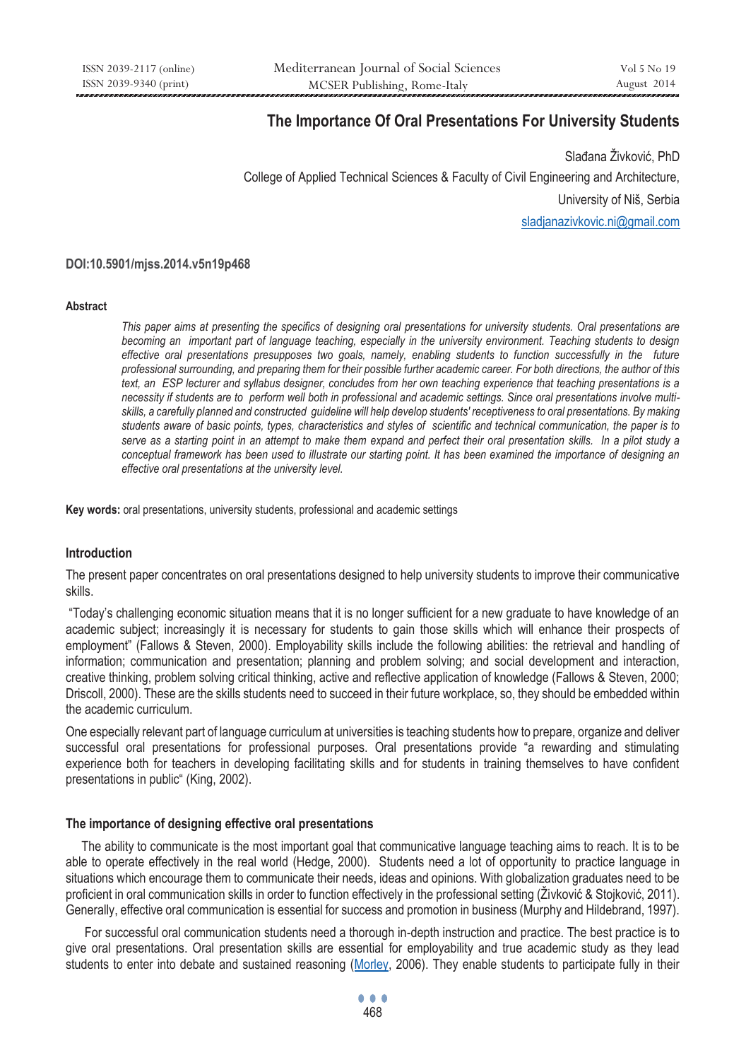# The Importance Of Oral Presentations For University Students

Slađana Živković, PhD

College of Applied Technical Sciences & Faculty of Civil Engineering and Architecture,

University of Niš, Serbia

sladjanazivkovic.ni@gmail.com

**DOI:10.5901/mjss.2014.v5n19p468**

#### Abstract

*This paper aims at presenting the specifics of designing oral presentations for university students. Oral presentations are becoming an important part of language teaching, especially in the university environment. Teaching students to design effective oral presentations presupposes two goals, namely, enabling students to function successfully in the future professional surrounding, and preparing them for their possible further academic career. For both directions, the author of this text, an ESP lecturer and syllabus designer, concludes from her own teaching experience that teaching presentations is a necessity if students are to perform well both in professional and academic settings. Since oral presentations involve multi-skills, a carefully planned and constructed guideline will help develop students' receptiveness to oral presentations. By making students aware of basic points, types, characteristics and styles of scientific and technical communication, the paper is to serve as a starting point in an attempt to make them expand and perfect their oral presentation skills. In a pilot study a conceptual framework has been used to illustrate our starting point. It has been examined the importance of designing an effective oral presentations at the university level.*

**Key words:** oral presentations, university students, professional and academic settings

## Introduction

The present paper concentrates on oral presentations designed to help university students to improve their communicative skills.

"Today's challenging economic situation means that it is no longer sufficient for a new graduate to have knowledge of an academic subject; increasingly it is necessary for students to gain those skills which will enhance their prospects of employment" (Fallows & Steven, 2000). Employability skills include the following abilities: the retrieval and handling of information; communication and presentation; planning and problem solving; and social development and interaction, creative thinking, problem solving critical thinking, active and reflective application of knowledge (Fallows & Steven, 2000; Driscoll, 2000). These are the skills students need to succeed in their future workplace, so, they should be embedded within the academic curriculum.

One especially relevant part of language curriculum at universities is teaching students how to prepare, organize and deliver successful oral presentations for professional purposes. Oral presentations provide "a rewarding and stimulating experience both for teachers in developing facilitating skills and for students in training themselves to have confident presentations in public" (King, 2002).

## The importance of designing effective oral presentations

The ability to communicate is the most important goal that communicative language teaching aims to reach. It is to be able to operate effectively in the real world (Hedge, 2000). Students need a lot of opportunity to practice language in situations which encourage them to communicate their needs, ideas and opinions. With globalization graduates need to be proficient in oral communication skills in order to function effectively in the professional setting (Živković & Stojković, 2011). Generally, effective oral communication is essential for success and promotion in business (Murphy and Hildebrand, 1997).

For successful oral communication students need a thorough in-depth instruction and practice. The best practice is to give oral presentations. Oral presentation skills are essential for employability and true academic study as they lead students to enter into debate and sustained reasoning (Morley, 2006). They enable students to participate fully in their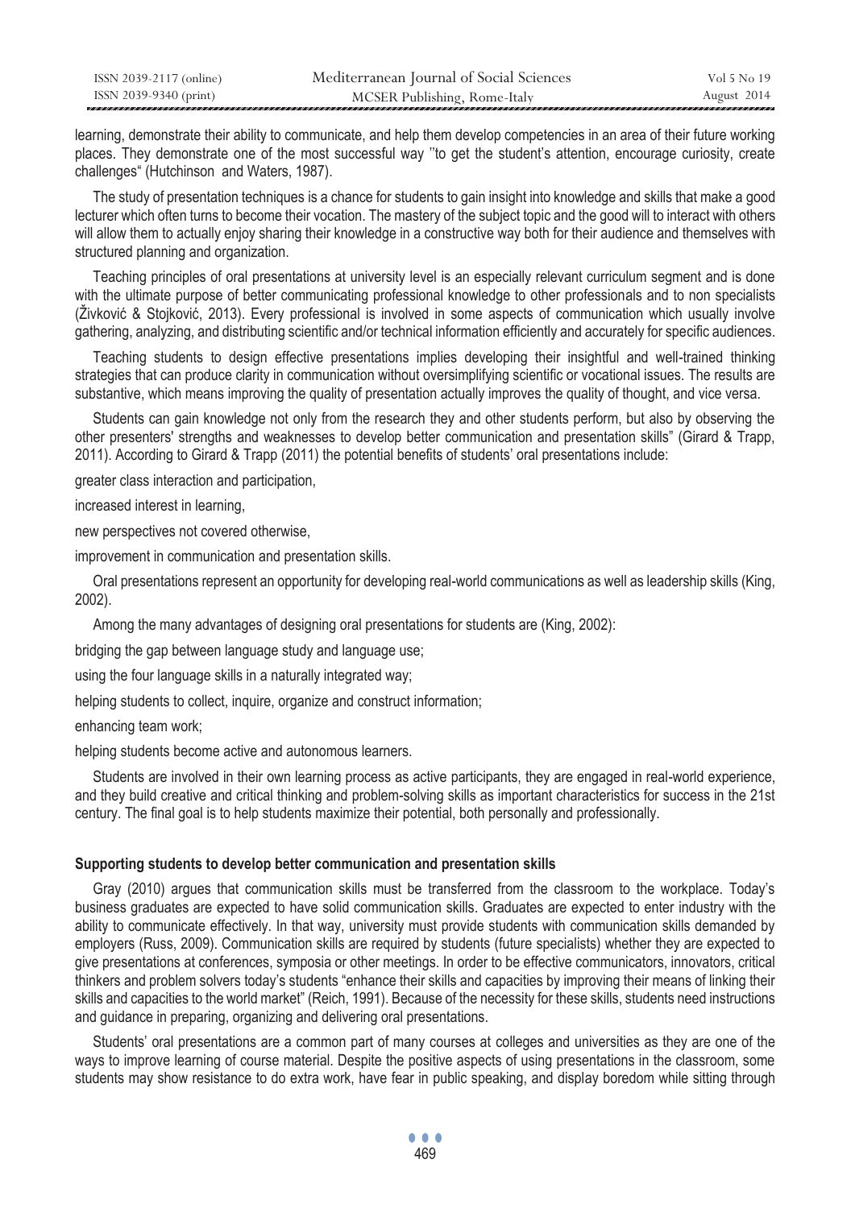learning, demonstrate their ability to communicate, and help them develop competencies in an area of their future working places. They demonstrate one of the most successful way ''to get the student's attention, encourage curiosity, create challenges" (Hutchinson and Waters, 1987).

The study of presentation techniques is a chance for students to gain insight into knowledge and skills that make a good lecturer which often turns to become their vocation. The mastery of the subject topic and the good will to interact with others will allow them to actually enjoy sharing their knowledge in a constructive way both for their audience and themselves with structured planning and organization.

Teaching principles of oral presentations at university level is an especially relevant curriculum segment and is done with the ultimate purpose of better communicating professional knowledge to other professionals and to non specialists (Živković & Stojković, 2013). Every professional is involved in some aspects of communication which usually involve gathering, analyzing, and distributing scientific and/or technical information efficiently and accurately for specific audiences.

Teaching students to design effective presentations implies developing their insightful and well-trained thinking strategies that can produce clarity in communication without oversimplifying scientific or vocational issues. The results are substantive, which means improving the quality of presentation actually improves the quality of thought, and vice versa.

Students can gain knowledge not only from the research they and other students perform, but also by observing the other presenters' strengths and weaknesses to develop better communication and presentation skills" (Girard & Trapp, 2011). According to Girard & Trapp (2011) the potential benefits of students' oral presentations include:

greater class interaction and participation,

increased interest in learning,

new perspectives not covered otherwise,

improvement in communication and presentation skills.

Oral presentations represent an opportunity for developing real-world communications as well as leadership skills (King, 2002).

Among the many advantages of designing oral presentations for students are (King, 2002):

bridging the gap between language study and language use;

using the four language skills in a naturally integrated way;

helping students to collect, inquire, organize and construct information;

enhancing team work;

helping students become active and autonomous learners.

Students are involved in their own learning process as active participants, they are engaged in real-world experience, and they build creative and critical thinking and problem-solving skills as important characteristics for success in the 21st century. The final goal is to help students maximize their potential, both personally and professionally.

### Supporting students to develop better communication and presentation skills

Gray (2010) argues that communication skills must be transferred from the classroom to the workplace. Today's business graduates are expected to have solid communication skills. Graduates are expected to enter industry with the ability to communicate effectively. In that way, university must provide students with communication skills demanded by employers (Russ, 2009). Communication skills are required by students (future specialists) whether they are expected to give presentations at conferences, symposia or other meetings. In order to be effective communicators, innovators, critical thinkers and problem solvers today's students "enhance their skills and capacities by improving their means of linking their skills and capacities to the world market" (Reich, 1991). Because of the necessity for these skills, students need instructions and guidance in preparing, organizing and delivering oral presentations.

Students' oral presentations are a common part of many courses at colleges and universities as they are one of the ways to improve learning of course material. Despite the positive aspects of using presentations in the classroom, some students may show resistance to do extra work, have fear in public speaking, and display boredom while sitting through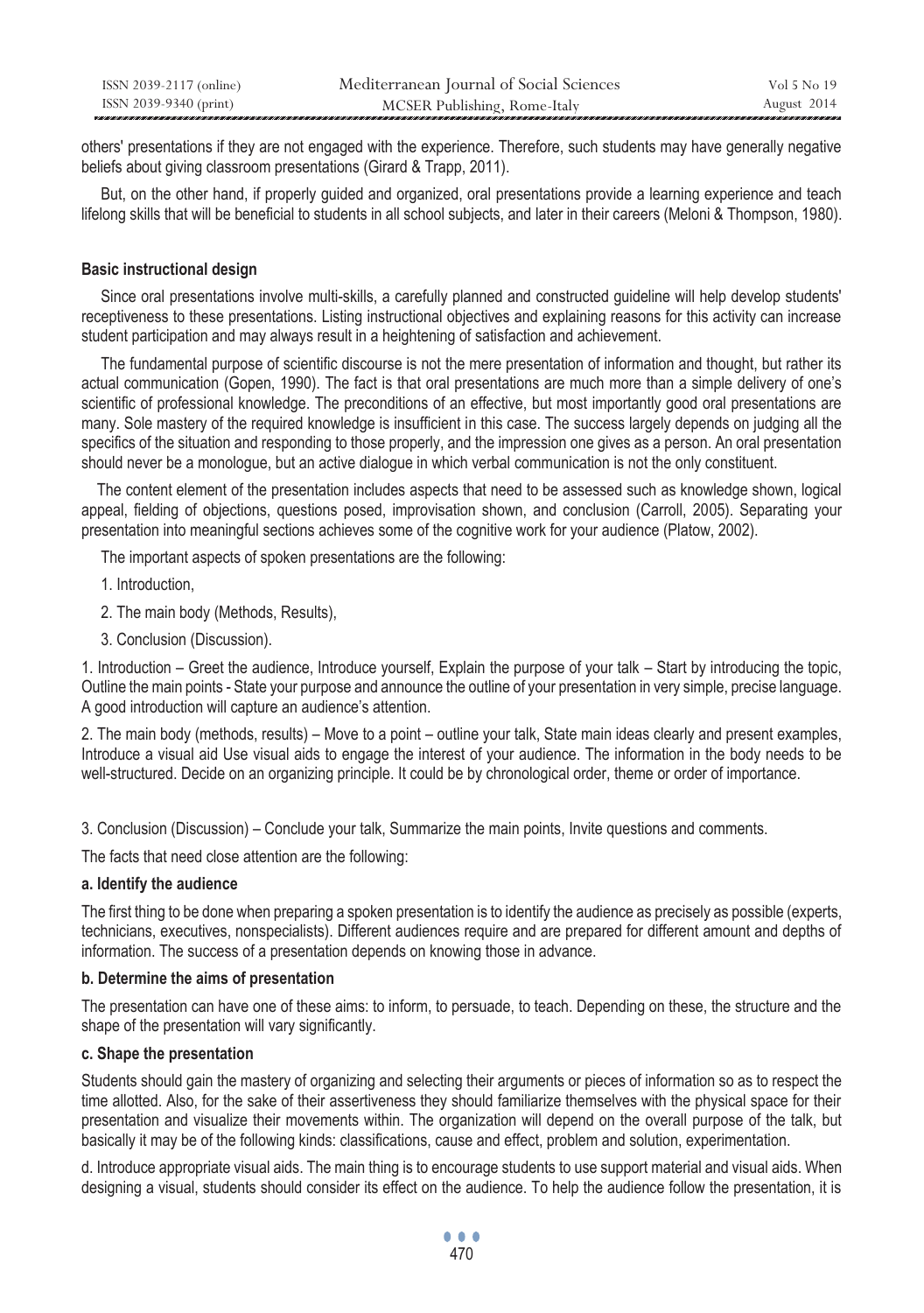others' presentations if they are not engaged with the experience. Therefore, such students may have generally negative beliefs about giving classroom presentations (Girard & Trapp, 2011).

But, on the other hand, if properly guided and organized, oral presentations provide a learning experience and teach lifelong skills that will be beneficial to students in all school subjects, and later in their careers (Meloni & Thompson, 1980).

**Basic instructional design**

Since oral presentations involve multi-skills, a carefully planned and constructed guideline will help develop students' receptiveness to these presentations. Listing instructional objectives and explaining reasons for this activity can increase student participation and may always result in a heightening of satisfaction and achievement.

The fundamental purpose of scientific discourse is not the mere presentation of information and thought, but rather its actual communication (Gopen, 1990). The fact is that oral presentations are much more than a simple delivery of one's scientific of professional knowledge. The preconditions of an effective, but most importantly good oral presentations are many. Sole mastery of the required knowledge is insufficient in this case. The success largely depends on judging all the specifics of the situation and responding to those properly, and the impression one gives as a person. An oral presentation should never be a monologue, but an active dialogue in which verbal communication is not the only constituent.

The content element of the presentation includes aspects that need to be assessed such as knowledge shown, logical appeal, fielding of objections, questions posed, improvisation shown, and conclusion (Carroll, 2005). Separating your presentation into meaningful sections achieves some of the cognitive work for your audience (Platow, 2002).

The important aspects of spoken presentations are the following:

1. Introduction,
2. The main body (Methods, Results),
3. Conclusion (Discussion).

1. Introduction – Greet the audience, Introduce yourself, Explain the purpose of your talk – Start by introducing the topic, Outline the main points - State your purpose and announce the outline of your presentation in very simple, precise language. A good introduction will capture an audience's attention.

2. The main body (methods, results) – Move to a point – outline your talk, State main ideas clearly and present examples, Introduce a visual aid Use visual aids to engage the interest of your audience. The information in the body needs to be well-structured. Decide on an organizing principle. It could be by chronological order, theme or order of importance.

3. Conclusion (Discussion) – Conclude your talk, Summarize the main points, Invite questions and comments.

The facts that need close attention are the following:

**a. Identify the audience**

The first thing to be done when preparing a spoken presentation is to identify the audience as precisely as possible (experts, technicians, executives, nonspecialists). Different audiences require and are prepared for different amount and depths of information. The success of a presentation depends on knowing those in advance.

**b. Determine the aims of presentation**

The presentation can have one of these aims: to inform, to persuade, to teach. Depending on these, the structure and the shape of the presentation will vary significantly.

**c. Shape the presentation**

Students should gain the mastery of organizing and selecting their arguments or pieces of information so as to respect the time allotted. Also, for the sake of their assertiveness they should familiarize themselves with the physical space for their presentation and visualize their movements within. The organization will depend on the overall purpose of the talk, but basically it may be of the following kinds: classifications, cause and effect, problem and solution, experimentation.

d. Introduce appropriate visual aids. The main thing is to encourage students to use support material and visual aids. When designing a visual, students should consider its effect on the audience. To help the audience follow the presentation, it is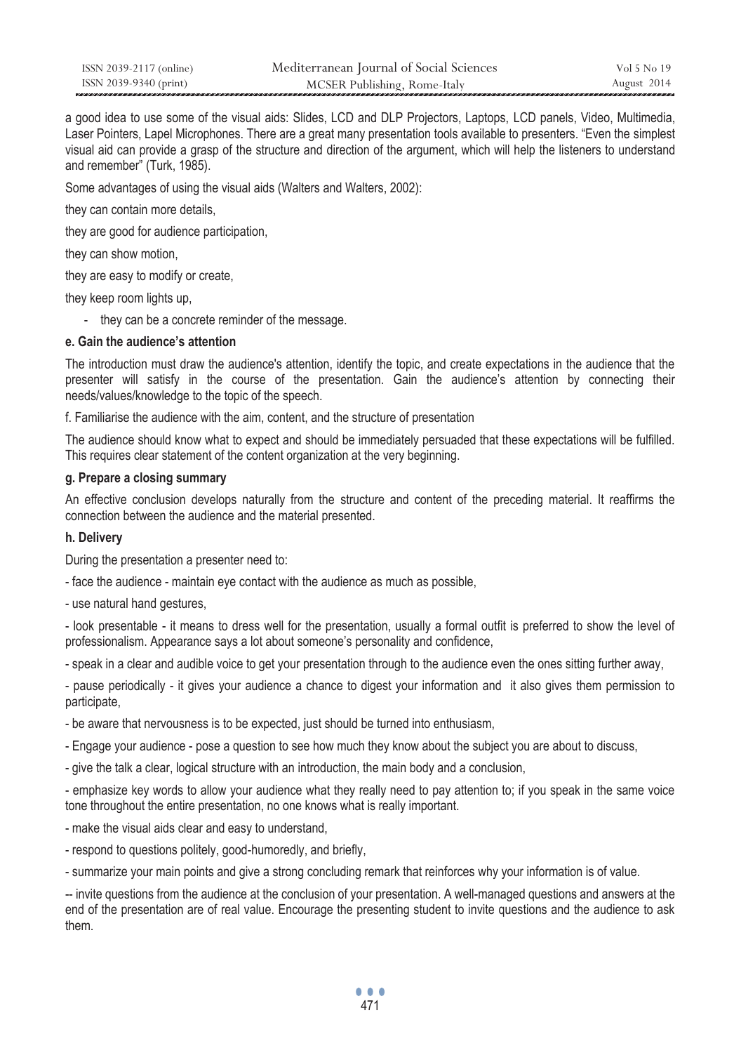a good idea to use some of the visual aids: Slides, LCD and DLP Projectors, Laptops, LCD panels, Video, Multimedia, Laser Pointers, Lapel Microphones. There are a great many presentation tools available to presenters. "Even the simplest visual aid can provide a grasp of the structure and direction of the argument, which will help the listeners to understand and remember" (Turk, 1985).

Some advantages of using the visual aids (Walters and Walters, 2002):

they can contain more details,

they are good for audience participation,

they can show motion,

they are easy to modify or create,

they keep room lights up,

- they can be a concrete reminder of the message.

**e. Gain the audience's attention**

The introduction must draw the audience's attention, identify the topic, and create expectations in the audience that the presenter will satisfy in the course of the presentation. Gain the audience's attention by connecting their needs/values/knowledge to the topic of the speech.

f. Familiarise the audience with the aim, content, and the structure of presentation

The audience should know what to expect and should be immediately persuaded that these expectations will be fulfilled. This requires clear statement of the content organization at the very beginning.

**g. Prepare a closing summary**

An effective conclusion develops naturally from the structure and content of the preceding material. It reaffirms the connection between the audience and the material presented.

**h. Delivery**

During the presentation a presenter need to:

- face the audience - maintain eye contact with the audience as much as possible,
- use natural hand gestures,
- look presentable - it means to dress well for the presentation, usually a formal outfit is preferred to show the level of professionalism. Appearance says a lot about someone's personality and confidence,
- speak in a clear and audible voice to get your presentation through to the audience even the ones sitting further away,
- pause periodically - it gives your audience a chance to digest your information and it also gives them permission to participate,
- be aware that nervousness is to be expected, just should be turned into enthusiasm,
- Engage your audience - pose a question to see how much they know about the subject you are about to discuss,
- give the talk a clear, logical structure with an introduction, the main body and a conclusion,
- emphasize key words to allow your audience what they really need to pay attention to; if you speak in the same voice tone throughout the entire presentation, no one knows what is really important.
- make the visual aids clear and easy to understand,
- respond to questions politely, good-humoredly, and briefly,
- summarize your main points and give a strong concluding remark that reinforces why your information is of value.

-- invite questions from the audience at the conclusion of your presentation. A well-managed questions and answers at the end of the presentation are of real value. Encourage the presenting student to invite questions and the audience to ask them.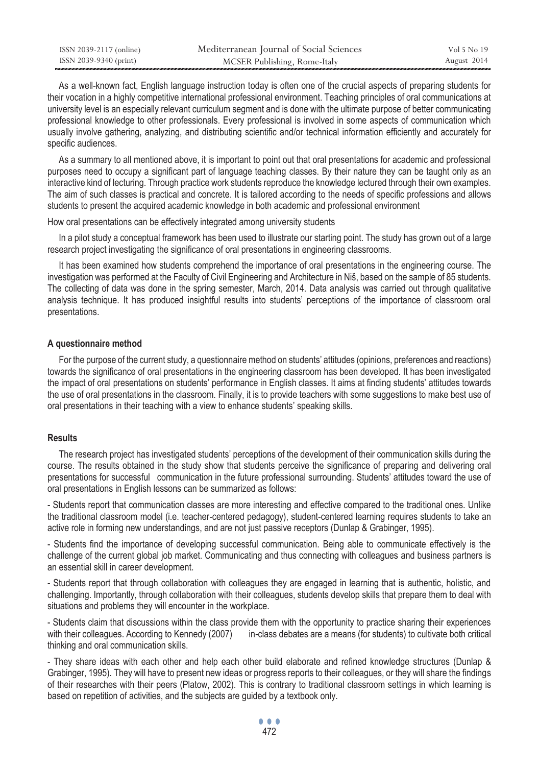As a well-known fact, English language instruction today is often one of the crucial aspects of preparing students for their vocation in a highly competitive international professional environment. Teaching principles of oral communications at university level is an especially relevant curriculum segment and is done with the ultimate purpose of better communicating professional knowledge to other professionals. Every professional is involved in some aspects of communication which usually involve gathering, analyzing, and distributing scientific and/or technical information efficiently and accurately for specific audiences.

As a summary to all mentioned above, it is important to point out that oral presentations for academic and professional purposes need to occupy a significant part of language teaching classes. By their nature they can be taught only as an interactive kind of lecturing. Through practice work students reproduce the knowledge lectured through their own examples. The aim of such classes is practical and concrete. It is tailored according to the needs of specific professions and allows students to present the acquired academic knowledge in both academic and professional environment

How oral presentations can be effectively integrated among university students

In a pilot study a conceptual framework has been used to illustrate our starting point. The study has grown out of a large research project investigating the significance of oral presentations in engineering classrooms.

It has been examined how students comprehend the importance of oral presentations in the engineering course. The investigation was performed at the Faculty of Civil Engineering and Architecture in Niš, based on the sample of 85 students. The collecting of data was done in the spring semester, March, 2014. Data analysis was carried out through qualitative analysis technique. It has produced insightful results into students' perceptions of the importance of classroom oral presentations.

### A questionnaire method

For the purpose of the current study, a questionnaire method on students' attitudes (opinions, preferences and reactions) towards the significance of oral presentations in the engineering classroom has been developed. It has been investigated the impact of oral presentations on students' performance in English classes. It aims at finding students' attitudes towards the use of oral presentations in the classroom. Finally, it is to provide teachers with some suggestions to make best use of oral presentations in their teaching with a view to enhance students' speaking skills.

### Results

The research project has investigated students' perceptions of the development of their communication skills during the course. The results obtained in the study show that students perceive the significance of preparing and delivering oral presentations for successful communication in the future professional surrounding. Students' attitudes toward the use of oral presentations in English lessons can be summarized as follows:

- Students report that communication classes are more interesting and effective compared to the traditional ones. Unlike the traditional classroom model (i.e. teacher-centered pedagogy), student-centered learning requires students to take an active role in forming new understandings, and are not just passive receptors (Dunlap & Grabinger, 1995).

- Students find the importance of developing successful communication. Being able to communicate effectively is the challenge of the current global job market. Communicating and thus connecting with colleagues and business partners is an essential skill in career development.

- Students report that through collaboration with colleagues they are engaged in learning that is authentic, holistic, and challenging. Importantly, through collaboration with their colleagues, students develop skills that prepare them to deal with situations and problems they will encounter in the workplace.

- Students claim that discussions within the class provide them with the opportunity to practice sharing their experiences with their colleagues. According to Kennedy (2007) in-class debates are a means (for students) to cultivate both critical thinking and oral communication skills.

- They share ideas with each other and help each other build elaborate and refined knowledge structures (Dunlap & Grabinger, 1995). They will have to present new ideas or progress reports to their colleagues, or they will share the findings of their researches with their peers (Platow, 2002). This is contrary to traditional classroom settings in which learning is based on repetition of activities, and the subjects are guided by a textbook only.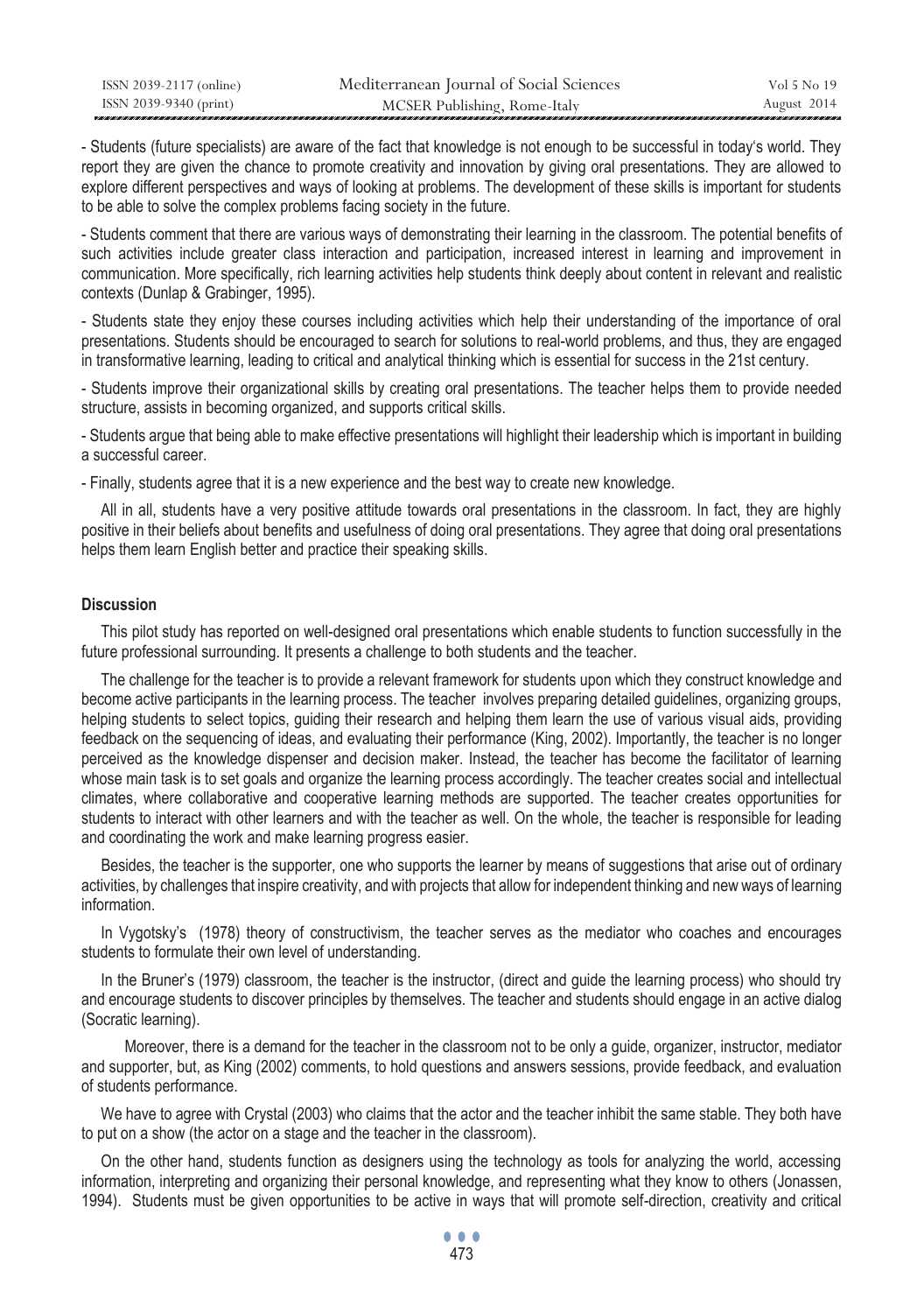- Students (future specialists) are aware of the fact that knowledge is not enough to be successful in today's world. They report they are given the chance to promote creativity and innovation by giving oral presentations. They are allowed to explore different perspectives and ways of looking at problems. The development of these skills is important for students to be able to solve the complex problems facing society in the future.

- Students comment that there are various ways of demonstrating their learning in the classroom. The potential benefits of such activities include greater class interaction and participation, increased interest in learning and improvement in communication. More specifically, rich learning activities help students think deeply about content in relevant and realistic contexts (Dunlap & Grabinger, 1995).

- Students state they enjoy these courses including activities which help their understanding of the importance of oral presentations. Students should be encouraged to search for solutions to real-world problems, and thus, they are engaged in transformative learning, leading to critical and analytical thinking which is essential for success in the 21st century.

- Students improve their organizational skills by creating oral presentations. The teacher helps them to provide needed structure, assists in becoming organized, and supports critical skills.

- Students argue that being able to make effective presentations will highlight their leadership which is important in building a successful career.

- Finally, students agree that it is a new experience and the best way to create new knowledge.

All in all, students have a very positive attitude towards oral presentations in the classroom. In fact, they are highly positive in their beliefs about benefits and usefulness of doing oral presentations. They agree that doing oral presentations helps them learn English better and practice their speaking skills.

**Discussion**

This pilot study has reported on well-designed oral presentations which enable students to function successfully in the future professional surrounding. It presents a challenge to both students and the teacher.

The challenge for the teacher is to provide a relevant framework for students upon which they construct knowledge and become active participants in the learning process. The teacher involves preparing detailed guidelines, organizing groups, helping students to select topics, guiding their research and helping them learn the use of various visual aids, providing feedback on the sequencing of ideas, and evaluating their performance (King, 2002). Importantly, the teacher is no longer perceived as the knowledge dispenser and decision maker. Instead, the teacher has become the facilitator of learning whose main task is to set goals and organize the learning process accordingly. The teacher creates social and intellectual climates, where collaborative and cooperative learning methods are supported. The teacher creates opportunities for students to interact with other learners and with the teacher as well. On the whole, the teacher is responsible for leading and coordinating the work and make learning progress easier.

Besides, the teacher is the supporter, one who supports the learner by means of suggestions that arise out of ordinary activities, by challenges that inspire creativity, and with projects that allow for independent thinking and new ways of learning information.

In Vygotsky's (1978) theory of constructivism, the teacher serves as the mediator who coaches and encourages students to formulate their own level of understanding.

In the Bruner's (1979) classroom, the teacher is the instructor, (direct and guide the learning process) who should try and encourage students to discover principles by themselves. The teacher and students should engage in an active dialog (Socratic learning).

Moreover, there is a demand for the teacher in the classroom not to be only a guide, organizer, instructor, mediator and supporter, but, as King (2002) comments, to hold questions and answers sessions, provide feedback, and evaluation of students performance.

We have to agree with Crystal (2003) who claims that the actor and the teacher inhibit the same stable. They both have to put on a show (the actor on a stage and the teacher in the classroom).

On the other hand, students function as designers using the technology as tools for analyzing the world, accessing information, interpreting and organizing their personal knowledge, and representing what they know to others (Jonassen, 1994). Students must be given opportunities to be active in ways that will promote self-direction, creativity and critical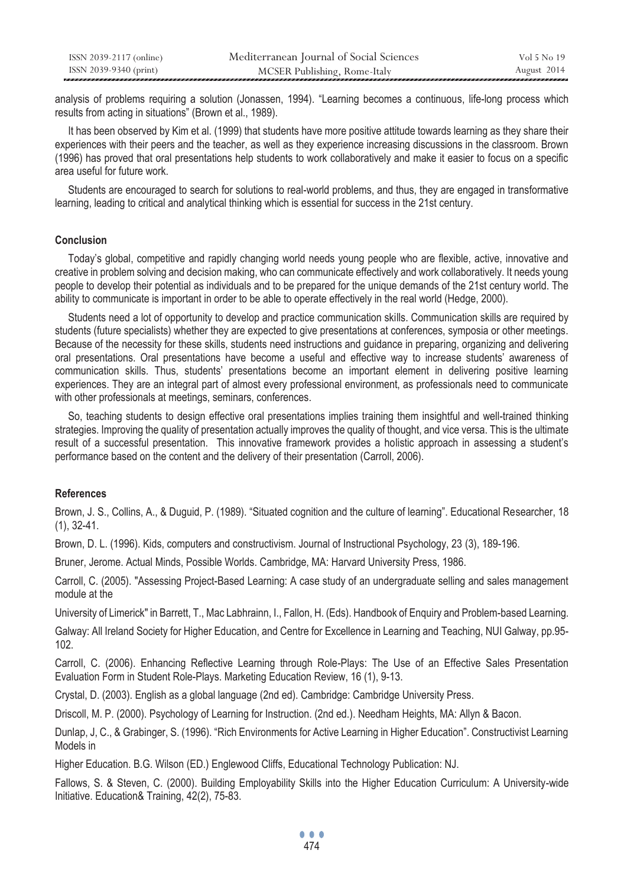analysis of problems requiring a solution (Jonassen, 1994). "Learning becomes a continuous, life-long process which results from acting in situations" (Brown et al., 1989).

It has been observed by Kim et al. (1999) that students have more positive attitude towards learning as they share their experiences with their peers and the teacher, as well as they experience increasing discussions in the classroom. Brown (1996) has proved that oral presentations help students to work collaboratively and make it easier to focus on a specific area useful for future work.

Students are encouraged to search for solutions to real-world problems, and thus, they are engaged in transformative learning, leading to critical and analytical thinking which is essential for success in the 21st century.

## Conclusion

Today's global, competitive and rapidly changing world needs young people who are flexible, active, innovative and creative in problem solving and decision making, who can communicate effectively and work collaboratively. It needs young people to develop their potential as individuals and to be prepared for the unique demands of the 21st century world. The ability to communicate is important in order to be able to operate effectively in the real world (Hedge, 2000).

Students need a lot of opportunity to develop and practice communication skills. Communication skills are required by students (future specialists) whether they are expected to give presentations at conferences, symposia or other meetings. Because of the necessity for these skills, students need instructions and guidance in preparing, organizing and delivering oral presentations. Oral presentations have become a useful and effective way to increase students' awareness of communication skills. Thus, students' presentations become an important element in delivering positive learning experiences. They are an integral part of almost every professional environment, as professionals need to communicate with other professionals at meetings, seminars, conferences.

So, teaching students to design effective oral presentations implies training them insightful and well-trained thinking strategies. Improving the quality of presentation actually improves the quality of thought, and vice versa. This is the ultimate result of a successful presentation. This innovative framework provides a holistic approach in assessing a student's performance based on the content and the delivery of their presentation (Carroll, 2006).

## References

Brown, J. S., Collins, A., & Duguid, P. (1989). "Situated cognition and the culture of learning". Educational Researcher, 18 (1), 32-41.

Brown, D. L. (1996). Kids, computers and constructivism. Journal of Instructional Psychology, 23 (3), 189-196.

Bruner, Jerome. Actual Minds, Possible Worlds. Cambridge, MA: Harvard University Press, 1986.

Carroll, C. (2005). "Assessing Project-Based Learning: A case study of an undergraduate selling and sales management module at the

University of Limerick" in Barrett, T., Mac Labhrainn, I., Fallon, H. (Eds). Handbook of Enquiry and Problem-based Learning.

Galway: All Ireland Society for Higher Education, and Centre for Excellence in Learning and Teaching, NUI Galway, pp.95-102.

Carroll, C. (2006). Enhancing Reflective Learning through Role-Plays: The Use of an Effective Sales Presentation Evaluation Form in Student Role-Plays. Marketing Education Review, 16 (1), 9-13.

Crystal, D. (2003). English as a global language (2nd ed). Cambridge: Cambridge University Press.

Driscoll, M. P. (2000). Psychology of Learning for Instruction. (2nd ed.). Needham Heights, MA: Allyn & Bacon.

Dunlap, J, C., & Grabinger, S. (1996). "Rich Environments for Active Learning in Higher Education". Constructivist Learning Models in

Higher Education. B.G. Wilson (ED.) Englewood Cliffs, Educational Technology Publication: NJ.

Fallows, S. & Steven, C. (2000). Building Employability Skills into the Higher Education Curriculum: A University-wide Initiative. Education& Training, 42(2), 75-83.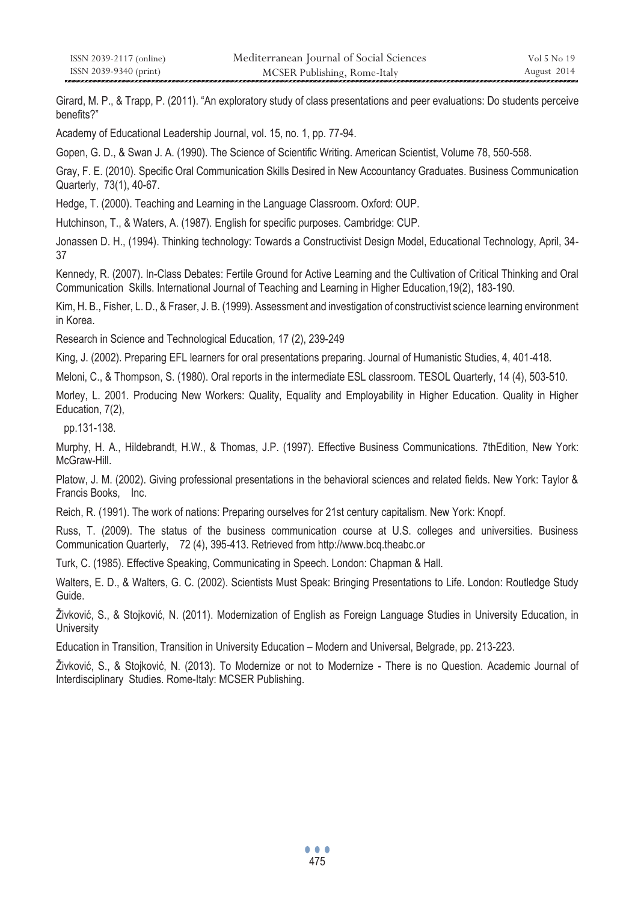Girard, M. P., & Trapp, P. (2011). "An exploratory study of class presentations and peer evaluations: Do students perceive benefits?"

Academy of Educational Leadership Journal, vol. 15, no. 1, pp. 77-94.

Gopen, G. D., & Swan J. A. (1990). The Science of Scientific Writing. American Scientist, Volume 78, 550-558.

Gray, F. E. (2010). Specific Oral Communication Skills Desired in New Accountancy Graduates. Business Communication Quarterly, 73(1), 40-67.

Hedge, T. (2000). Teaching and Learning in the Language Classroom. Oxford: OUP.

Hutchinson, T., & Waters, A. (1987). English for specific purposes. Cambridge: CUP.

Jonassen D. H., (1994). Thinking technology: Towards a Constructivist Design Model, Educational Technology, April, 34-37

Kennedy, R. (2007). In-Class Debates: Fertile Ground for Active Learning and the Cultivation of Critical Thinking and Oral Communication Skills. International Journal of Teaching and Learning in Higher Education,19(2), 183-190.

Kim, H. B., Fisher, L. D., & Fraser, J. B. (1999). Assessment and investigation of constructivist science learning environment in Korea.

Research in Science and Technological Education, 17 (2), 239-249

King, J. (2002). Preparing EFL learners for oral presentations preparing. Journal of Humanistic Studies, 4, 401-418.

Meloni, C., & Thompson, S. (1980). Oral reports in the intermediate ESL classroom. TESOL Quarterly, 14 (4), 503-510.

Morley, L. 2001. Producing New Workers: Quality, Equality and Employability in Higher Education. Quality in Higher Education, 7(2),

pp.131-138.

Murphy, H. A., Hildebrandt, H.W., & Thomas, J.P. (1997). Effective Business Communications. 7thEdition, New York: McGraw-Hill.

Platow, J. M. (2002). Giving professional presentations in the behavioral sciences and related fields. New York: Taylor & Francis Books, Inc.

Reich, R. (1991). The work of nations: Preparing ourselves for 21st century capitalism. New York: Knopf.

Russ, T. (2009). The status of the business communication course at U.S. colleges and universities. Business Communication Quarterly, 72 (4), 395-413. Retrieved from http://www.bcq.theabc.or

Turk, C. (1985). Effective Speaking, Communicating in Speech. London: Chapman & Hall.

Walters, E. D., & Walters, G. C. (2002). Scientists Must Speak: Bringing Presentations to Life. London: Routledge Study Guide.

Živković, S., & Stojković, N. (2011). Modernization of English as Foreign Language Studies in University Education, in University

Education in Transition, Transition in University Education – Modern and Universal, Belgrade, pp. 213-223.

Živković, S., & Stojković, N. (2013). To Modernize or not to Modernize - There is no Question. Academic Journal of Interdisciplinary Studies. Rome-Italy: MCSER Publishing.